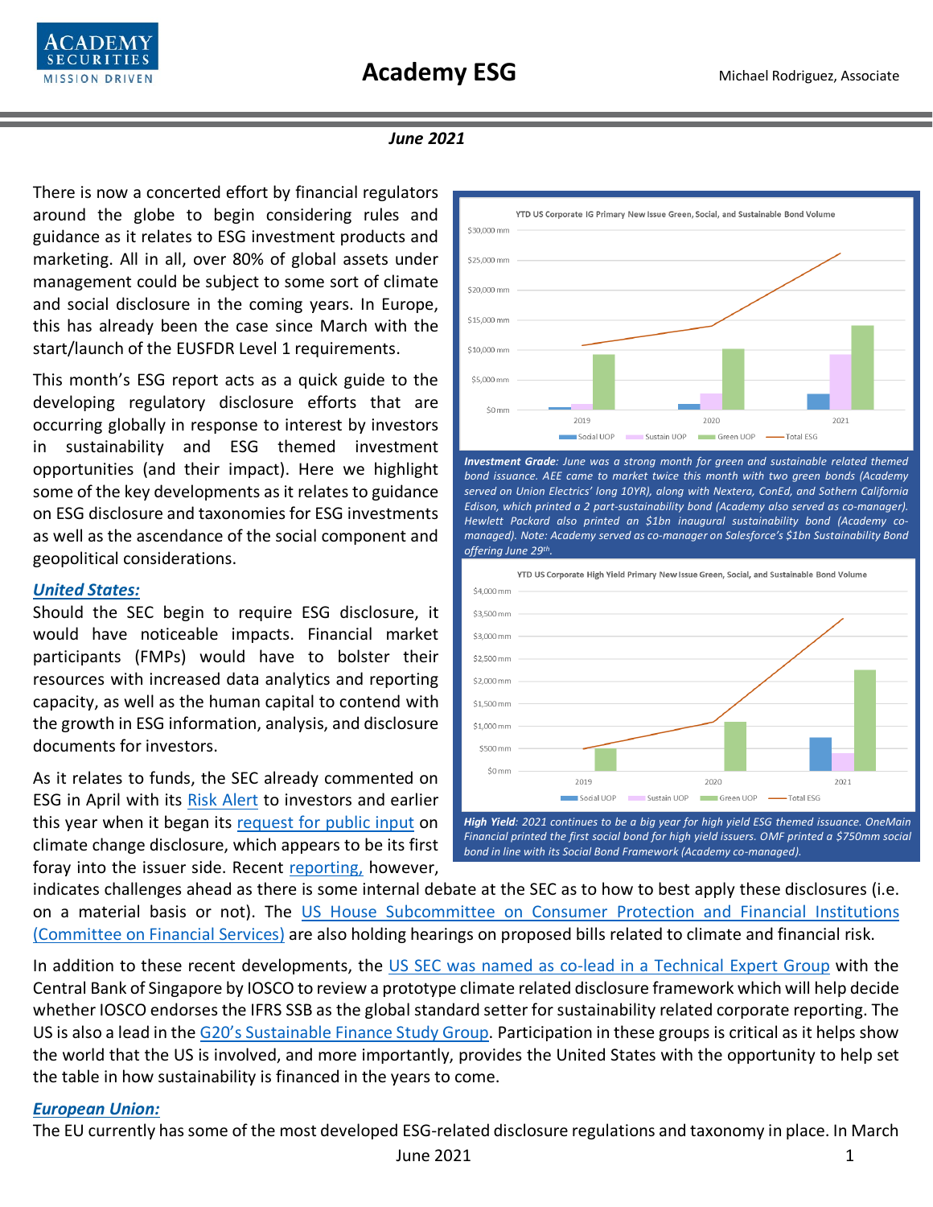# Academy ESG

Michael Rodriguez, Associate

***June 2021***

There is now a concerted effort by financial regulators around the globe to begin considering rules and guidance as it relates to ESG investment products and marketing. All in all, over 80% of global assets under management could be subject to some sort of climate and social disclosure in the coming years. In Europe, this has already been the case since March with the start/launch of the EUSFDR Level 1 requirements.

This month's ESG report acts as a quick guide to the developing regulatory disclosure efforts that are occurring globally in response to interest by investors in sustainability and ESG themed investment opportunities (and their impact). Here we highlight some of the key developments as it relates to guidance on ESG disclosure and taxonomies for ESG investments as well as the ascendance of the social component and geopolitical considerations.

YTD US Corporate IG Primary New Issue Green, Social, and Sustainable Bond Volume

*Investment Grade: June was a strong month for green and sustainable related themed bond issuance. AEE came to market twice this month with two green bonds (Academy served on Union Electrics' long 10YR), along with Nextera, ConEd, and Southern California Edison, which printed a 2 part-sustainability bond (Academy also served as co-manager). Hewlett Packard also printed an $1bn inaugural sustainability bond (Academy co-managed). Note: Academy served as co-manager on Salesforce's $1bn Sustainability Bond offering June 29th.*

YTD US Corporate High Yield Primary New Issue Green, Social, and Sustainable Bond Volume

*High Yield: 2021 continues to be a big year for high yield ESG themed issuance. OneMain Financial printed the first social bond for high yield issuers. OMF printed a $750mm social bond in line with its Social Bond Framework (Academy co-managed).*

## *United States:*

Should the SEC begin to require ESG disclosure, it would have noticeable impacts. Financial market participants (FMPs) would have to bolster their resources with increased data analytics and reporting capacity, as well as the human capital to contend with the growth in ESG information, analysis, and disclosure documents for investors.

As it relates to funds, the SEC already commented on ESG in April with its Risk Alert to investors and earlier this year when it began its request for public input on climate change disclosure, which appears to be its first foray into the issuer side. Recent reporting, however, indicates challenges ahead as there is some internal debate at the SEC as to how to best apply these disclosures (i.e. on a material basis or not). The US House Subcommittee on Consumer Protection and Financial Institutions (Committee on Financial Services) are also holding hearings on proposed bills related to climate and financial risk.

In addition to these recent developments, the US SEC was named as co-lead in a Technical Expert Group with the Central Bank of Singapore by IOSCO to review a prototype climate related disclosure framework which will help decide whether IOSCO endorses the IFRS SSB as the global standard setter for sustainability related corporate reporting. The US is also a lead in the G20's Sustainable Finance Study Group. Participation in these groups is critical as it helps show the world that the US is involved, and more importantly, provides the United States with the opportunity to help set the table in how sustainability is financed in the years to come.

## *European Union:*

The EU currently has some of the most developed ESG-related disclosure regulations and taxonomy in place. In March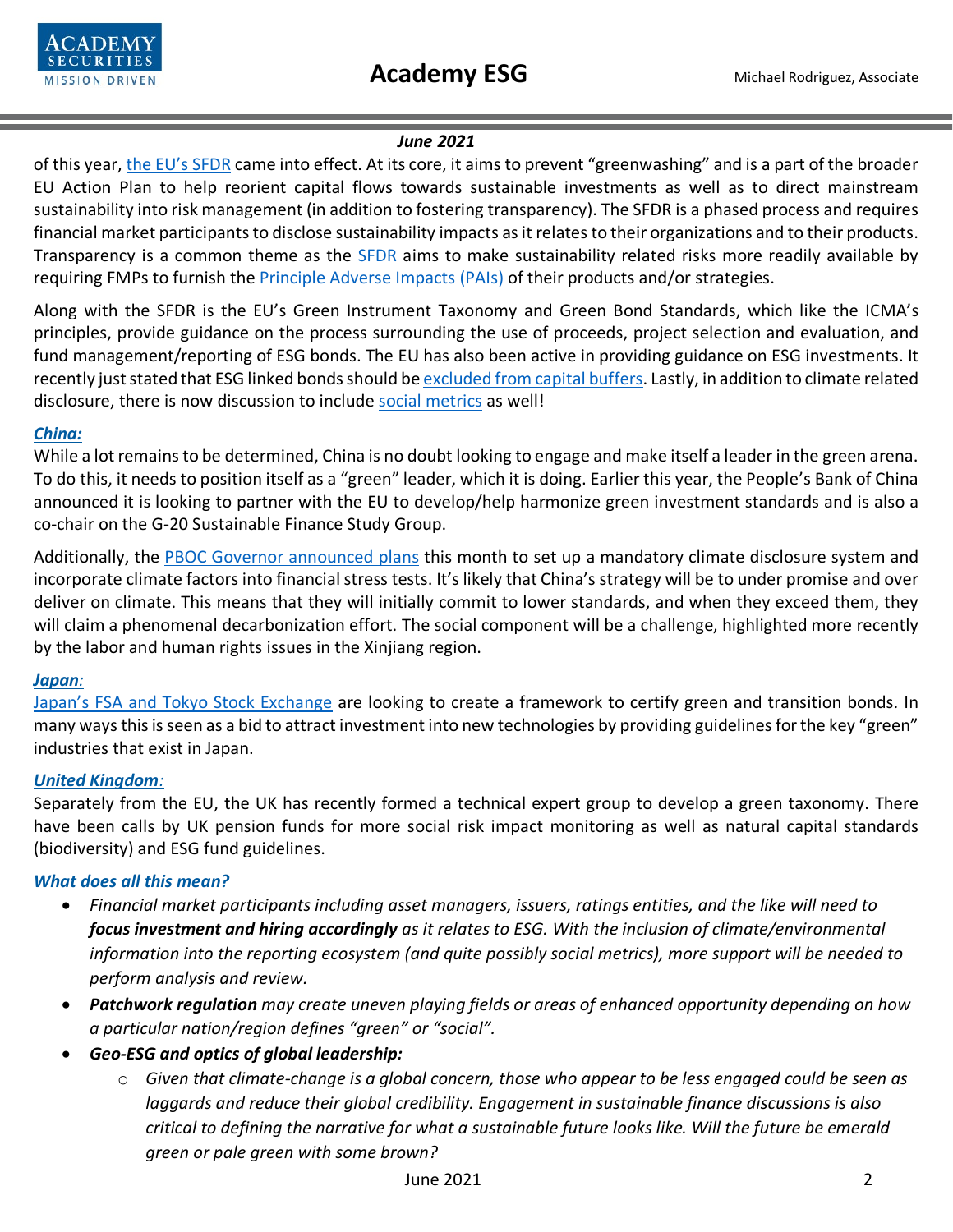of this year, [the EU's SFDR](#) came into effect. At its core, it aims to prevent "greenwashing" and is a part of the broader EU Action Plan to help reorient capital flows towards sustainable investments as well as to direct mainstream sustainability into risk management (in addition to fostering transparency). The SFDR is a phased process and requires financial market participants to disclose sustainability impacts as it relates to their organizations and to their products. Transparency is a common theme as the [SFDR](#) aims to make sustainability related risks more readily available by requiring FMPs to furnish the [Principle Adverse Impacts (PAIs)](#) of their products and/or strategies.

Along with the SFDR is the EU's Green Instrument Taxonomy and Green Bond Standards, which like the ICMA's principles, provide guidance on the process surrounding the use of proceeds, project selection and evaluation, and fund management/reporting of ESG bonds. The EU has also been active in providing guidance on ESG investments. It recently just stated that ESG linked bonds should be [excluded from capital buffers](#). Lastly, in addition to climate related disclosure, there is now discussion to include [social metrics](#) as well!

### ***China:***

While a lot remains to be determined, China is no doubt looking to engage and make itself a leader in the green arena. To do this, it needs to position itself as a "green" leader, which it is doing. Earlier this year, the People's Bank of China announced it is looking to partner with the EU to develop/help harmonize green investment standards and is also a co-chair on the G-20 Sustainable Finance Study Group.

Additionally, the [PBOC Governor announced plans](#) this month to set up a mandatory climate disclosure system and incorporate climate factors into financial stress tests. It's likely that China's strategy will be to under promise and over deliver on climate. This means that they will initially commit to lower standards, and when they exceed them, they will claim a phenomenal decarbonization effort. The social component will be a challenge, highlighted more recently by the labor and human rights issues in the Xinjiang region.

### ***Japan:***

[Japan's FSA and Tokyo Stock Exchange](#) are looking to create a framework to certify green and transition bonds. In many ways this is seen as a bid to attract investment into new technologies by providing guidelines for the key "green" industries that exist in Japan.

### ***United Kingdom:***

Separately from the EU, the UK has recently formed a technical expert group to develop a green taxonomy. There have been calls by UK pension funds for more social risk impact monitoring as well as natural capital standards (biodiversity) and ESG fund guidelines.

### ***What does all this mean?***

- *Financial market participants including asset managers, issuers, ratings entities, and the like will need to* ***focus investment and hiring accordingly*** *as it relates to ESG. With the inclusion of climate/environmental information into the reporting ecosystem (and quite possibly social metrics), more support will be needed to perform analysis and review.*
- ***Patchwork regulation*** *may create uneven playing fields or areas of enhanced opportunity depending on how a particular nation/region defines "green" or "social".*
- ***Geo-ESG and optics of global leadership:***
    - *Given that climate-change is a global concern, those who appear to be less engaged could be seen as laggards and reduce their global credibility. Engagement in sustainable finance discussions is also critical to defining the narrative for what a sustainable future looks like. Will the future be emerald green or pale green with some brown?*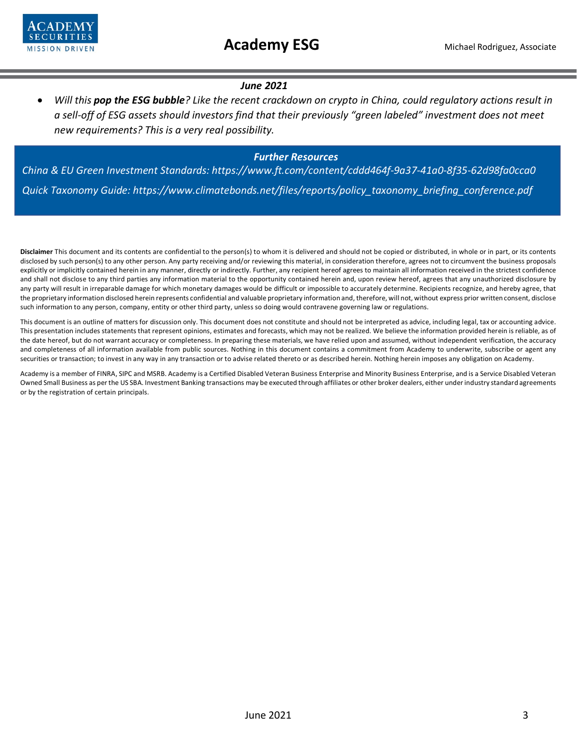*June 2021*

- *Will this **pop the ESG bubble**? Like the recent crackdown on crypto in China, could regulatory actions result in a sell-off of ESG assets should investors find that their previously "green labeled" investment does not meet new requirements? This is a very real possibility.*

***Further Resources***

*China & EU Green Investment Standards: https://www.ft.com/content/cddd464f-9a37-41a0-8f35-62d98fa0cca0*

*Quick Taxonomy Guide: https://www.climatebonds.net/files/reports/policy_taxonomy_briefing_conference.pdf*

**Disclaimer** This document and its contents are confidential to the person(s) to whom it is delivered and should not be copied or distributed, in whole or in part, or its contents disclosed by such person(s) to any other person. Any party receiving and/or reviewing this material, in consideration therefore, agrees not to circumvent the business proposals explicitly or implicitly contained herein in any manner, directly or indirectly. Further, any recipient hereof agrees to maintain all information received in the strictest confidence and shall not disclose to any third parties any information material to the opportunity contained herein and, upon review hereof, agrees that any unauthorized disclosure by any party will result in irreparable damage for which monetary damages would be difficult or impossible to accurately determine. Recipients recognize, and hereby agree, that the proprietary information disclosed herein represents confidential and valuable proprietary information and, therefore, will not, without express prior written consent, disclose such information to any person, company, entity or other third party, unless so doing would contravene governing law or regulations.

This document is an outline of matters for discussion only. This document does not constitute and should not be interpreted as advice, including legal, tax or accounting advice. This presentation includes statements that represent opinions, estimates and forecasts, which may not be realized. We believe the information provided herein is reliable, as of the date hereof, but do not warrant accuracy or completeness. In preparing these materials, we have relied upon and assumed, without independent verification, the accuracy and completeness of all information available from public sources. Nothing in this document contains a commitment from Academy to underwrite, subscribe or agent any securities or transaction; to invest in any way in any transaction or to advise related thereto or as described herein. Nothing herein imposes any obligation on Academy.

Academy is a member of FINRA, SIPC and MSRB. Academy is a Certified Disabled Veteran Business Enterprise and Minority Business Enterprise, and is a Service Disabled Veteran Owned Small Business as per the US SBA. Investment Banking transactions may be executed through affiliates or other broker dealers, either under industry standard agreements or by the registration of certain principals.